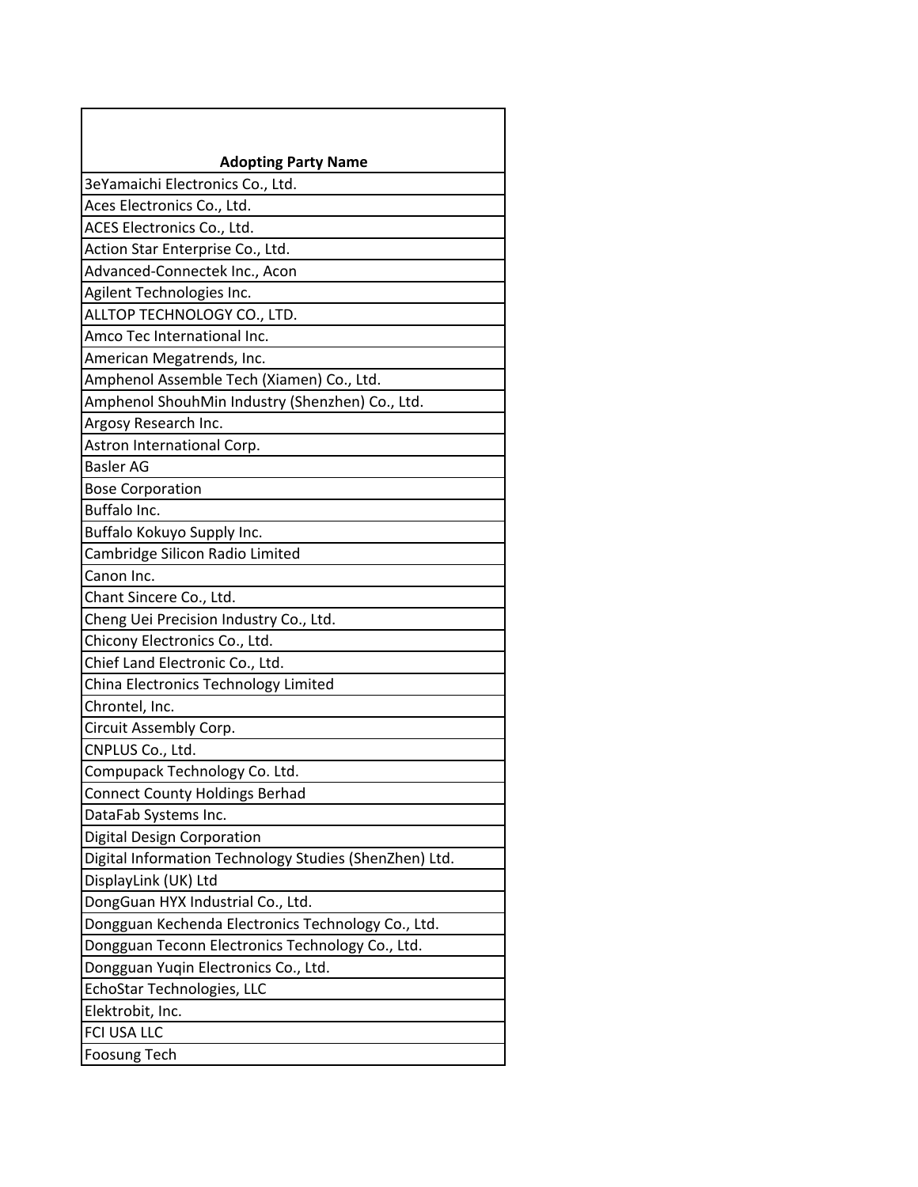| Adopting Party Name |
|---|
| 3eYamaichi Electronics Co., Ltd. |
| Aces Electronics Co., Ltd. |
| ACES Electronics Co., Ltd. |
| Action Star Enterprise Co., Ltd. |
| Advanced-Connectek Inc., Acon |
| Agilent Technologies Inc. |
| ALLTOP TECHNOLOGY CO., LTD. |
| Amco Tec International Inc. |
| American Megatrends, Inc. |
| Amphenol Assemble Tech (Xiamen) Co., Ltd. |
| Amphenol ShouhMin Industry (Shenzhen) Co., Ltd. |
| Argosy Research Inc. |
| Astron International Corp. |
| Basler AG |
| Bose Corporation |
| Buffalo Inc. |
| Buffalo Kokuyo Supply Inc. |
| Cambridge Silicon Radio Limited |
| Canon Inc. |
| Chant Sincere Co., Ltd. |
| Cheng Uei Precision Industry Co., Ltd. |
| Chicony Electronics Co., Ltd. |
| Chief Land Electronic Co., Ltd. |
| China Electronics Technology Limited |
| Chrontel, Inc. |
| Circuit Assembly Corp. |
| CNPLUS Co., Ltd. |
| Compupack Technology Co. Ltd. |
| Connect County Holdings Berhad |
| DataFab Systems Inc. |
| Digital Design Corporation |
| Digital Information Technology Studies (ShenZhen) Ltd. |
| DisplayLink (UK) Ltd |
| DongGuan HYX Industrial Co., Ltd. |
| Dongguan Kechenda Electronics Technology Co., Ltd. |
| Dongguan Teconn Electronics Technology Co., Ltd. |
| Dongguan Yuqin Electronics Co., Ltd. |
| EchoStar Technologies, LLC |
| Elektrobit, Inc. |
| FCI USA LLC |
| Foosung Tech |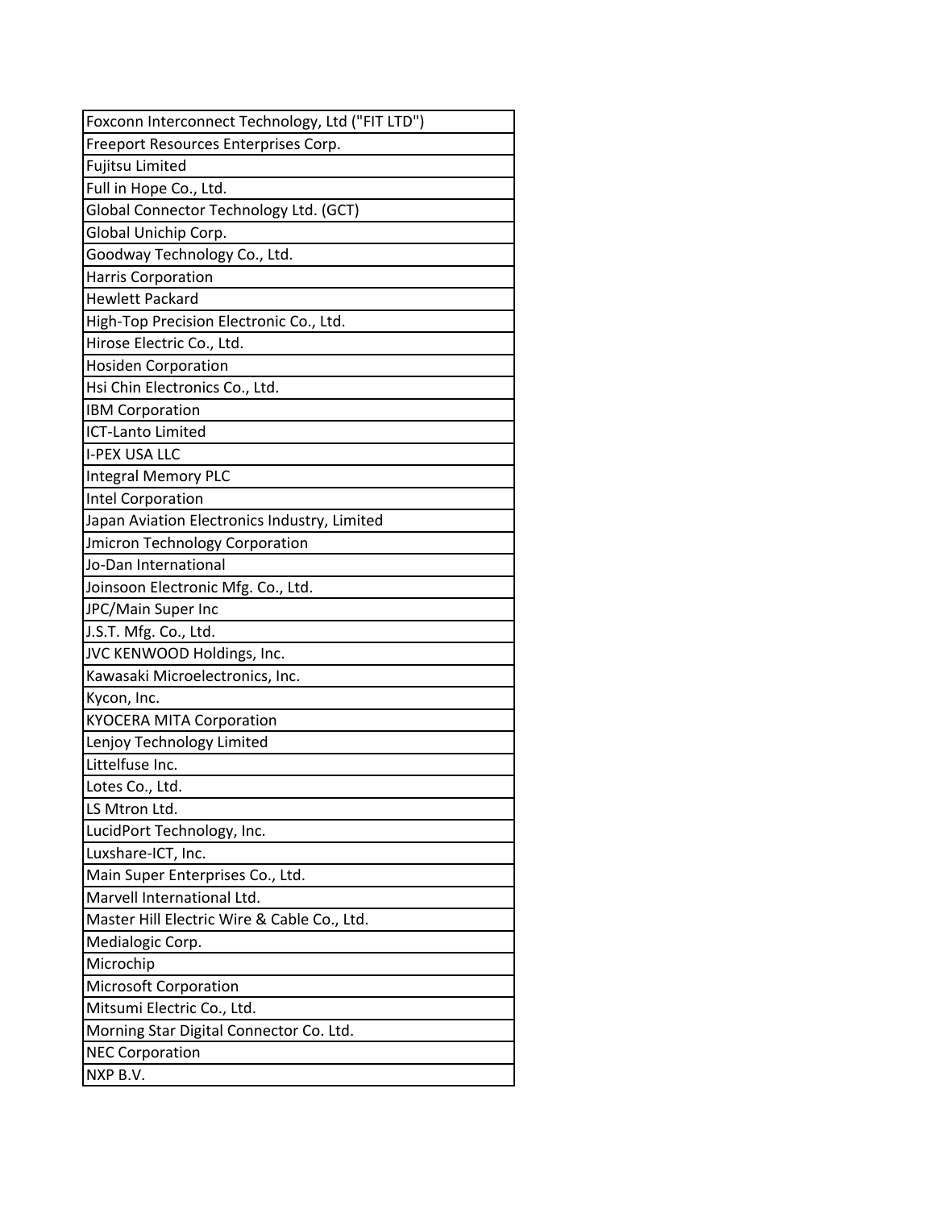| Foxconn Interconnect Technology, Ltd ("FIT LTD") |
|---|
| Freeport Resources Enterprises Corp. |
| Fujitsu Limited |
| Full in Hope Co., Ltd. |
| Global Connector Technology Ltd. (GCT) |
| Global Unichip Corp. |
| Goodway Technology Co., Ltd. |
| Harris Corporation |
| Hewlett Packard |
| High-Top Precision Electronic Co., Ltd. |
| Hirose Electric Co., Ltd. |
| Hosiden Corporation |
| Hsi Chin Electronics Co., Ltd. |
| IBM Corporation |
| ICT-Lanto Limited |
| I-PEX USA LLC |
| Integral Memory PLC |
| Intel Corporation |
| Japan Aviation Electronics Industry, Limited |
| Jmicron Technology Corporation |
| Jo-Dan International |
| Joinsoon Electronic Mfg. Co., Ltd. |
| JPC/Main Super Inc |
| J.S.T. Mfg. Co., Ltd. |
| JVC KENWOOD Holdings, Inc. |
| Kawasaki Microelectronics, Inc. |
| Kycon, Inc. |
| KYOCERA MITA Corporation |
| Lenjoy Technology Limited |
| Littelfuse Inc. |
| Lotes Co., Ltd. |
| LS Mtron Ltd. |
| LucidPort Technology, Inc. |
| Luxshare-ICT, Inc. |
| Main Super Enterprises Co., Ltd. |
| Marvell International Ltd. |
| Master Hill Electric Wire & Cable Co., Ltd. |
| Medialogic Corp. |
| Microchip |
| Microsoft Corporation |
| Mitsumi Electric Co., Ltd. |
| Morning Star Digital Connector Co. Ltd. |
| NEC Corporation |
| NXP B.V. |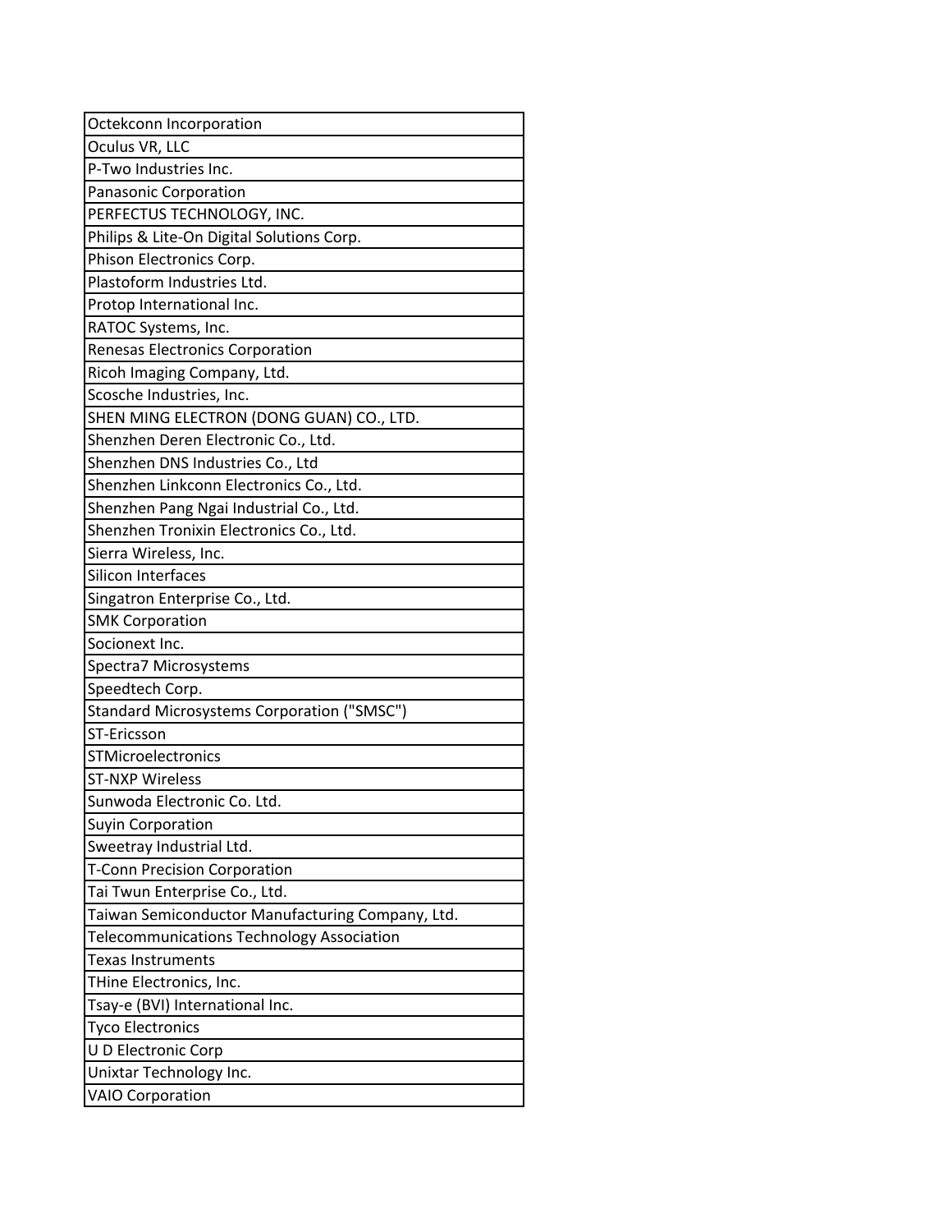| Octekconn Incorporation |
|---|
| Oculus VR, LLC |
| P-Two Industries Inc. |
| Panasonic Corporation |
| PERFECTUS TECHNOLOGY, INC. |
| Philips & Lite-On Digital Solutions Corp. |
| Phison Electronics Corp. |
| Plastoform Industries Ltd. |
| Protop International Inc. |
| RATOC Systems, Inc. |
| Renesas Electronics Corporation |
| Ricoh Imaging Company, Ltd. |
| Scosche Industries, Inc. |
| SHEN MING ELECTRON (DONG GUAN) CO., LTD. |
| Shenzhen Deren Electronic Co., Ltd. |
| Shenzhen DNS Industries Co., Ltd |
| Shenzhen Linkconn Electronics Co., Ltd. |
| Shenzhen Pang Ngai Industrial Co., Ltd. |
| Shenzhen Tronixin Electronics Co., Ltd. |
| Sierra Wireless, Inc. |
| Silicon Interfaces |
| Singatron Enterprise Co., Ltd. |
| SMK Corporation |
| Socionext Inc. |
| Spectra7 Microsystems |
| Speedtech Corp. |
| Standard Microsystems Corporation ("SMSC") |
| ST-Ericsson |
| STMicroelectronics |
| ST-NXP Wireless |
| Sunwoda Electronic Co. Ltd. |
| Suyin Corporation |
| Sweetray Industrial Ltd. |
| T-Conn Precision Corporation |
| Tai Twun Enterprise Co., Ltd. |
| Taiwan Semiconductor Manufacturing Company, Ltd. |
| Telecommunications Technology Association |
| Texas Instruments |
| THine Electronics, Inc. |
| Tsay-e (BVI) International Inc. |
| Tyco Electronics |
| U D Electronic Corp |
| Unixtar Technology Inc. |
| VAIO Corporation |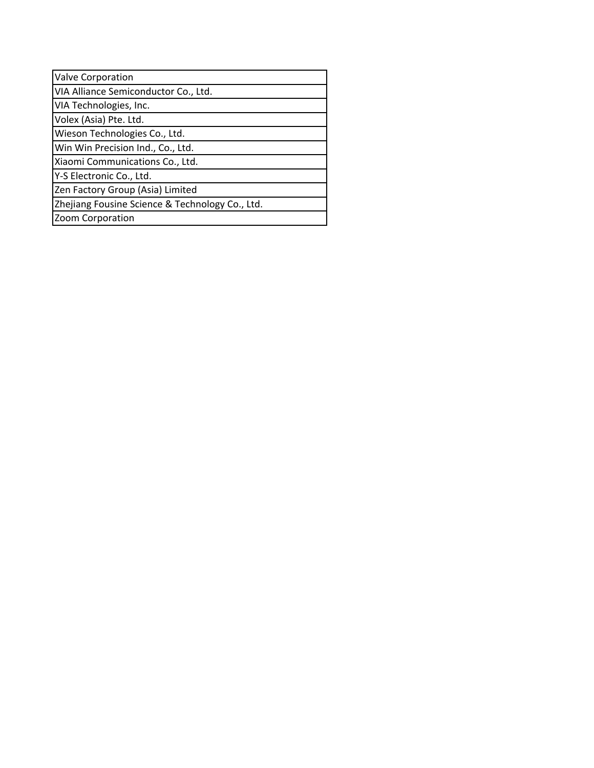| |
|---|
| Valve Corporation |
| VIA Alliance Semiconductor Co., Ltd. |
| VIA Technologies, Inc. |
| Volex (Asia) Pte. Ltd. |
| Wieson Technologies Co., Ltd. |
| Win Win Precision Ind., Co., Ltd. |
| Xiaomi Communications Co., Ltd. |
| Y-S Electronic Co., Ltd. |
| Zen Factory Group (Asia) Limited |
| Zhejiang Fousine Science & Technology Co., Ltd. |
| Zoom Corporation |